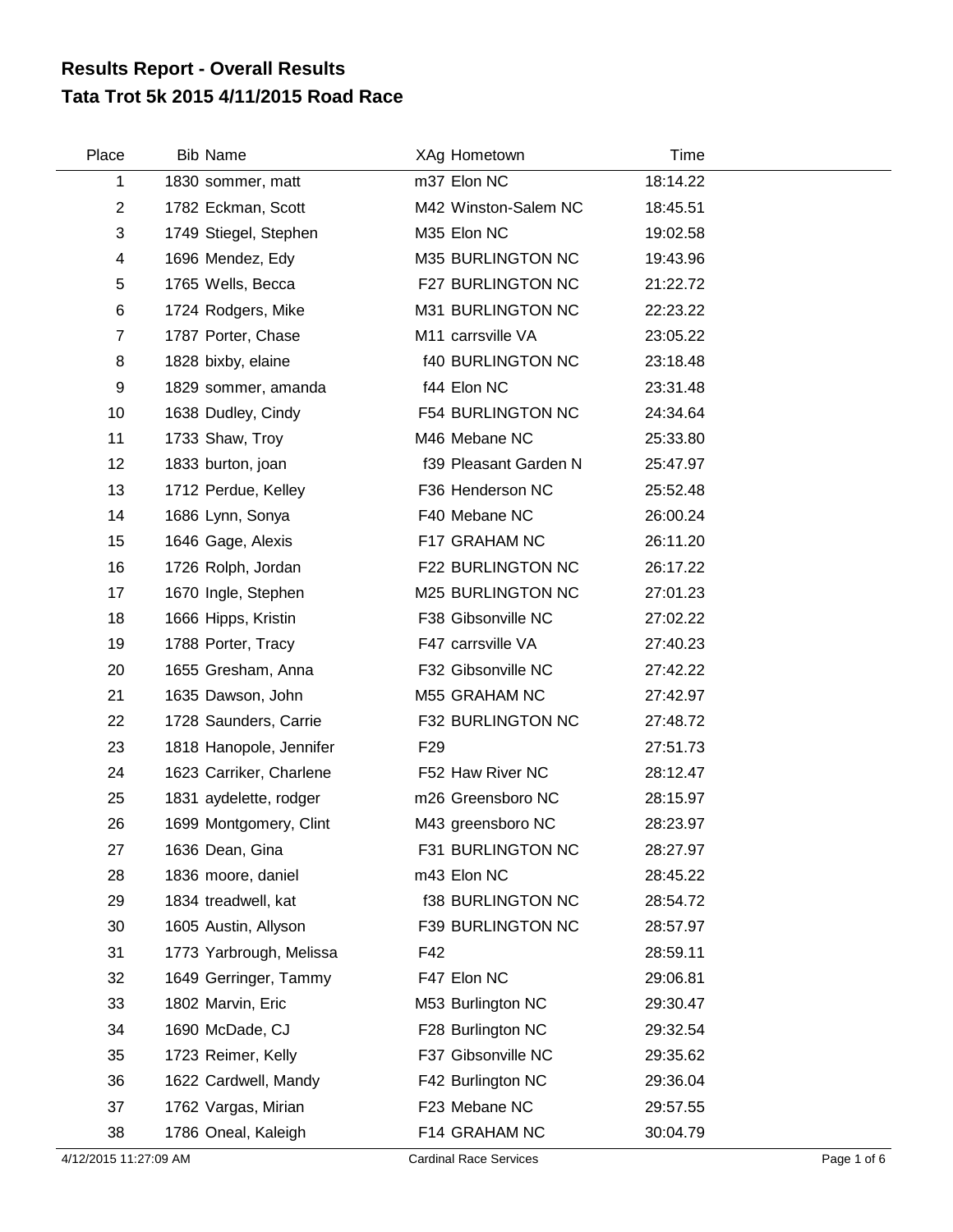# Results Report - Overall Results
## Tata Trot 5k 2015 4/11/2015 Road Race

| Place | Bib | Name | XAg | Hometown | Time |
|---|---|---|---|---|---|
| 1 | 1830 | sommer, matt | m37 | Elon NC | 18:14.22 |
| 2 | 1782 | Eckman, Scott | M42 | Winston-Salem NC | 18:45.51 |
| 3 | 1749 | Stiegel, Stephen | M35 | Elon NC | 19:02.58 |
| 4 | 1696 | Mendez, Edy | M35 | BURLINGTON NC | 19:43.96 |
| 5 | 1765 | Wells, Becca | F27 | BURLINGTON NC | 21:22.72 |
| 6 | 1724 | Rodgers, Mike | M31 | BURLINGTON NC | 22:23.22 |
| 7 | 1787 | Porter, Chase | M11 | carrsville VA | 23:05.22 |
| 8 | 1828 | bixby, elaine | f40 | BURLINGTON NC | 23:18.48 |
| 9 | 1829 | sommer, amanda | f44 | Elon NC | 23:31.48 |
| 10 | 1638 | Dudley, Cindy | F54 | BURLINGTON NC | 24:34.64 |
| 11 | 1733 | Shaw, Troy | M46 | Mebane NC | 25:33.80 |
| 12 | 1833 | burton, joan | f39 | Pleasant Garden N | 25:47.97 |
| 13 | 1712 | Perdue, Kelley | F36 | Henderson NC | 25:52.48 |
| 14 | 1686 | Lynn, Sonya | F40 | Mebane NC | 26:00.24 |
| 15 | 1646 | Gage, Alexis | F17 | GRAHAM NC | 26:11.20 |
| 16 | 1726 | Rolph, Jordan | F22 | BURLINGTON NC | 26:17.22 |
| 17 | 1670 | Ingle, Stephen | M25 | BURLINGTON NC | 27:01.23 |
| 18 | 1666 | Hipps, Kristin | F38 | Gibsonville NC | 27:02.22 |
| 19 | 1788 | Porter, Tracy | F47 | carrsville VA | 27:40.23 |
| 20 | 1655 | Gresham, Anna | F32 | Gibsonville NC | 27:42.22 |
| 21 | 1635 | Dawson, John | M55 | GRAHAM NC | 27:42.97 |
| 22 | 1728 | Saunders, Carrie | F32 | BURLINGTON NC | 27:48.72 |
| 23 | 1818 | Hanopole, Jennifer | F29 | | 27:51.73 |
| 24 | 1623 | Carriker, Charlene | F52 | Haw River NC | 28:12.47 |
| 25 | 1831 | aydelette, rodger | m26 | Greensboro NC | 28:15.97 |
| 26 | 1699 | Montgomery, Clint | M43 | greensboro NC | 28:23.97 |
| 27 | 1636 | Dean, Gina | F31 | BURLINGTON NC | 28:27.97 |
| 28 | 1836 | moore, daniel | m43 | Elon NC | 28:45.22 |
| 29 | 1834 | treadwell, kat | f38 | BURLINGTON NC | 28:54.72 |
| 30 | 1605 | Austin, Allyson | F39 | BURLINGTON NC | 28:57.97 |
| 31 | 1773 | Yarbrough, Melissa | F42 | | 28:59.11 |
| 32 | 1649 | Gerringer, Tammy | F47 | Elon NC | 29:06.81 |
| 33 | 1802 | Marvin, Eric | M53 | Burlington NC | 29:30.47 |
| 34 | 1690 | McDade, CJ | F28 | Burlington NC | 29:32.54 |
| 35 | 1723 | Reimer, Kelly | F37 | Gibsonville NC | 29:35.62 |
| 36 | 1622 | Cardwell, Mandy | F42 | Burlington NC | 29:36.04 |
| 37 | 1762 | Vargas, Mirian | F23 | Mebane NC | 29:57.55 |
| 38 | 1786 | Oneal, Kaleigh | F14 | GRAHAM NC | 30:04.79 |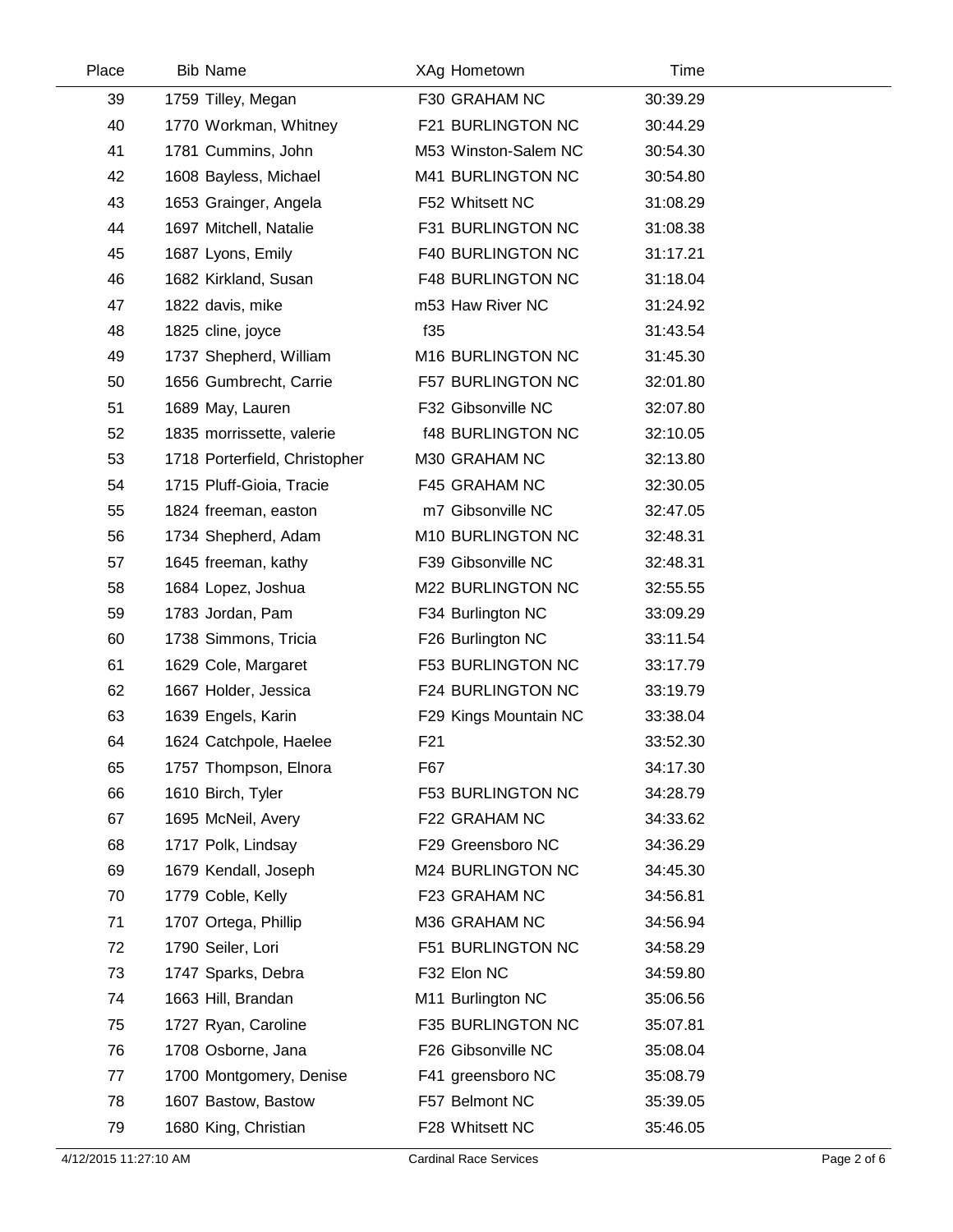| Place | Bib | Name | XAg | Hometown | Time |
|---|---|---|---|---|---|
| 39 | 1759 | Tilley, Megan | F30 | GRAHAM NC | 30:39.29 |
| 40 | 1770 | Workman, Whitney | F21 | BURLINGTON NC | 30:44.29 |
| 41 | 1781 | Cummins, John | M53 | Winston-Salem NC | 30:54.30 |
| 42 | 1608 | Bayless, Michael | M41 | BURLINGTON NC | 30:54.80 |
| 43 | 1653 | Grainger, Angela | F52 | Whitsett NC | 31:08.29 |
| 44 | 1697 | Mitchell, Natalie | F31 | BURLINGTON NC | 31:08.38 |
| 45 | 1687 | Lyons, Emily | F40 | BURLINGTON NC | 31:17.21 |
| 46 | 1682 | Kirkland, Susan | F48 | BURLINGTON NC | 31:18.04 |
| 47 | 1822 | davis, mike | m53 | Haw River NC | 31:24.92 |
| 48 | 1825 | cline, joyce | f35 | | 31:43.54 |
| 49 | 1737 | Shepherd, William | M16 | BURLINGTON NC | 31:45.30 |
| 50 | 1656 | Gumbrecht, Carrie | F57 | BURLINGTON NC | 32:01.80 |
| 51 | 1689 | May, Lauren | F32 | Gibsonville NC | 32:07.80 |
| 52 | 1835 | morrissette, valerie | f48 | BURLINGTON NC | 32:10.05 |
| 53 | 1718 | Porterfield, Christopher | M30 | GRAHAM NC | 32:13.80 |
| 54 | 1715 | Pluff-Gioia, Tracie | F45 | GRAHAM NC | 32:30.05 |
| 55 | 1824 | freeman, easton | m7 | Gibsonville NC | 32:47.05 |
| 56 | 1734 | Shepherd, Adam | M10 | BURLINGTON NC | 32:48.31 |
| 57 | 1645 | freeman, kathy | F39 | Gibsonville NC | 32:48.31 |
| 58 | 1684 | Lopez, Joshua | M22 | BURLINGTON NC | 32:55.55 |
| 59 | 1783 | Jordan, Pam | F34 | Burlington NC | 33:09.29 |
| 60 | 1738 | Simmons, Tricia | F26 | Burlington NC | 33:11.54 |
| 61 | 1629 | Cole, Margaret | F53 | BURLINGTON NC | 33:17.79 |
| 62 | 1667 | Holder, Jessica | F24 | BURLINGTON NC | 33:19.79 |
| 63 | 1639 | Engels, Karin | F29 | Kings Mountain NC | 33:38.04 |
| 64 | 1624 | Catchpole, Haelee | F21 | | 33:52.30 |
| 65 | 1757 | Thompson, Elnora | F67 | | 34:17.30 |
| 66 | 1610 | Birch, Tyler | F53 | BURLINGTON NC | 34:28.79 |
| 67 | 1695 | McNeil, Avery | F22 | GRAHAM NC | 34:33.62 |
| 68 | 1717 | Polk, Lindsay | F29 | Greensboro NC | 34:36.29 |
| 69 | 1679 | Kendall, Joseph | M24 | BURLINGTON NC | 34:45.30 |
| 70 | 1779 | Coble, Kelly | F23 | GRAHAM NC | 34:56.81 |
| 71 | 1707 | Ortega, Phillip | M36 | GRAHAM NC | 34:56.94 |
| 72 | 1790 | Seiler, Lori | F51 | BURLINGTON NC | 34:58.29 |
| 73 | 1747 | Sparks, Debra | F32 | Elon NC | 34:59.80 |
| 74 | 1663 | Hill, Brandan | M11 | Burlington NC | 35:06.56 |
| 75 | 1727 | Ryan, Caroline | F35 | BURLINGTON NC | 35:07.81 |
| 76 | 1708 | Osborne, Jana | F26 | Gibsonville NC | 35:08.04 |
| 77 | 1700 | Montgomery, Denise | F41 | greensboro NC | 35:08.79 |
| 78 | 1607 | Bastow, Bastow | F57 | Belmont NC | 35:39.05 |
| 79 | 1680 | King, Christian | F28 | Whitsett NC | 35:46.05 |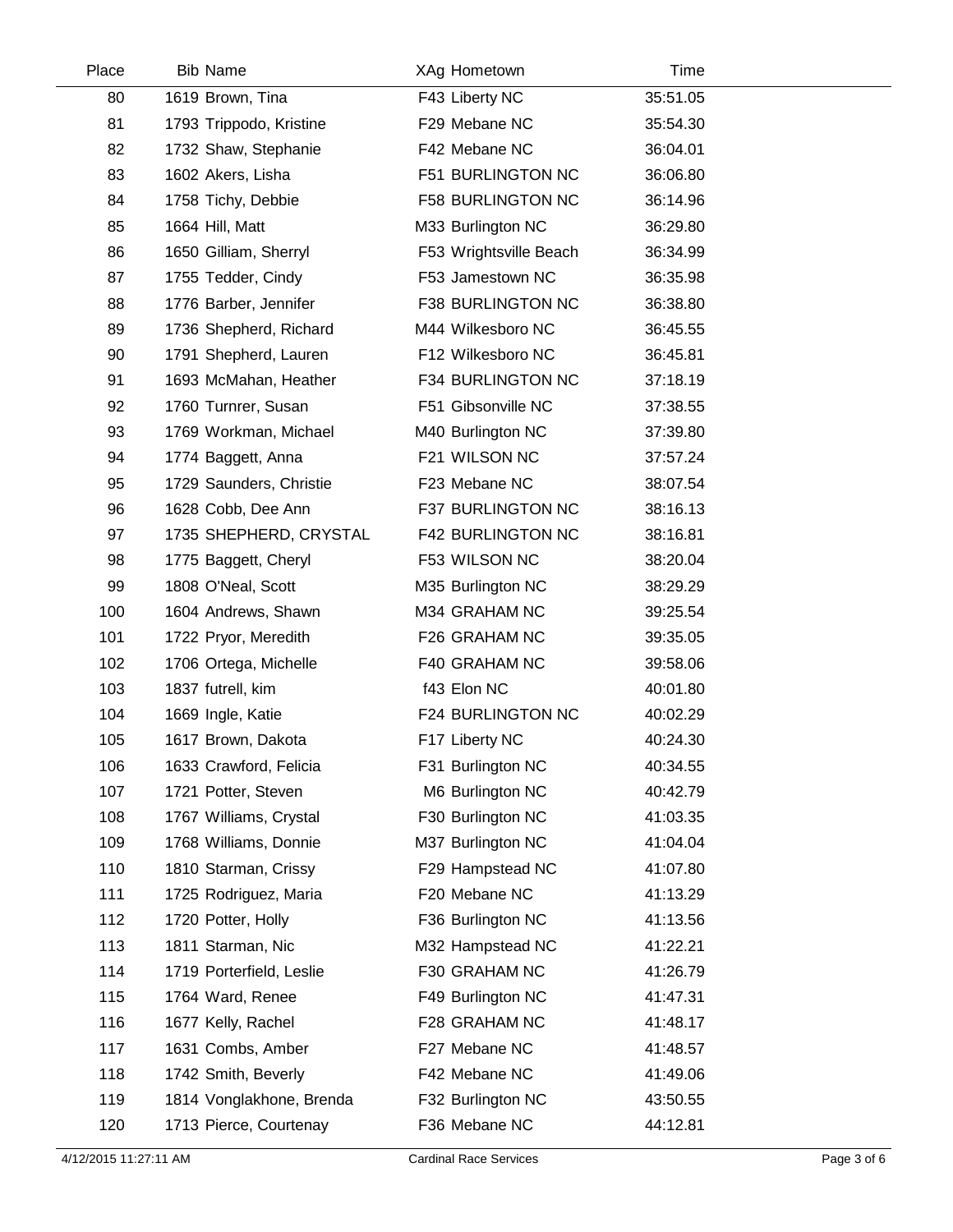| Place | Bib | Name | XAg | Hometown | Time |
|---|---|---|---|---|---|
| 80 | 1619 | Brown, Tina | F43 | Liberty NC | 35:51.05 |
| 81 | 1793 | Trippodo, Kristine | F29 | Mebane NC | 35:54.30 |
| 82 | 1732 | Shaw, Stephanie | F42 | Mebane NC | 36:04.01 |
| 83 | 1602 | Akers, Lisha | F51 | BURLINGTON NC | 36:06.80 |
| 84 | 1758 | Tichy, Debbie | F58 | BURLINGTON NC | 36:14.96 |
| 85 | 1664 | Hill, Matt | M33 | Burlington NC | 36:29.80 |
| 86 | 1650 | Gilliam, Sherryl | F53 | Wrightsville Beach | 36:34.99 |
| 87 | 1755 | Tedder, Cindy | F53 | Jamestown NC | 36:35.98 |
| 88 | 1776 | Barber, Jennifer | F38 | BURLINGTON NC | 36:38.80 |
| 89 | 1736 | Shepherd, Richard | M44 | Wilkesboro NC | 36:45.55 |
| 90 | 1791 | Shepherd, Lauren | F12 | Wilkesboro NC | 36:45.81 |
| 91 | 1693 | McMahan, Heather | F34 | BURLINGTON NC | 37:18.19 |
| 92 | 1760 | Turnrer, Susan | F51 | Gibsonville NC | 37:38.55 |
| 93 | 1769 | Workman, Michael | M40 | Burlington NC | 37:39.80 |
| 94 | 1774 | Baggett, Anna | F21 | WILSON NC | 37:57.24 |
| 95 | 1729 | Saunders, Christie | F23 | Mebane NC | 38:07.54 |
| 96 | 1628 | Cobb, Dee Ann | F37 | BURLINGTON NC | 38:16.13 |
| 97 | 1735 | SHEPHERD, CRYSTAL | F42 | BURLINGTON NC | 38:16.81 |
| 98 | 1775 | Baggett, Cheryl | F53 | WILSON NC | 38:20.04 |
| 99 | 1808 | O'Neal, Scott | M35 | Burlington NC | 38:29.29 |
| 100 | 1604 | Andrews, Shawn | M34 | GRAHAM NC | 39:25.54 |
| 101 | 1722 | Pryor, Meredith | F26 | GRAHAM NC | 39:35.05 |
| 102 | 1706 | Ortega, Michelle | F40 | GRAHAM NC | 39:58.06 |
| 103 | 1837 | futrell, kim | f43 | Elon NC | 40:01.80 |
| 104 | 1669 | Ingle, Katie | F24 | BURLINGTON NC | 40:02.29 |
| 105 | 1617 | Brown, Dakota | F17 | Liberty NC | 40:24.30 |
| 106 | 1633 | Crawford, Felicia | F31 | Burlington NC | 40:34.55 |
| 107 | 1721 | Potter, Steven | M6 | Burlington NC | 40:42.79 |
| 108 | 1767 | Williams, Crystal | F30 | Burlington NC | 41:03.35 |
| 109 | 1768 | Williams, Donnie | M37 | Burlington NC | 41:04.04 |
| 110 | 1810 | Starman, Crissy | F29 | Hampstead NC | 41:07.80 |
| 111 | 1725 | Rodriguez, Maria | F20 | Mebane NC | 41:13.29 |
| 112 | 1720 | Potter, Holly | F36 | Burlington NC | 41:13.56 |
| 113 | 1811 | Starman, Nic | M32 | Hampstead NC | 41:22.21 |
| 114 | 1719 | Porterfield, Leslie | F30 | GRAHAM NC | 41:26.79 |
| 115 | 1764 | Ward, Renee | F49 | Burlington NC | 41:47.31 |
| 116 | 1677 | Kelly, Rachel | F28 | GRAHAM NC | 41:48.17 |
| 117 | 1631 | Combs, Amber | F27 | Mebane NC | 41:48.57 |
| 118 | 1742 | Smith, Beverly | F42 | Mebane NC | 41:49.06 |
| 119 | 1814 | Vonglakhone, Brenda | F32 | Burlington NC | 43:50.55 |
| 120 | 1713 | Pierce, Courtenay | F36 | Mebane NC | 44:12.81 |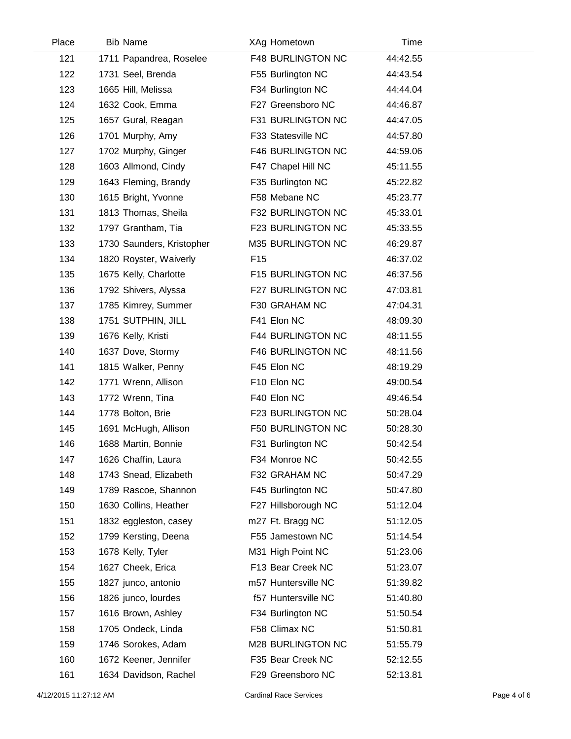| Place | Bib | Name | XAg | Hometown | Time |
|---|---|---|---|---|---|
| 121 | 1711 | Papandrea, Roselee | F48 | BURLINGTON NC | 44:42.55 |
| 122 | 1731 | Seel, Brenda | F55 | Burlington NC | 44:43.54 |
| 123 | 1665 | Hill, Melissa | F34 | Burlington NC | 44:44.04 |
| 124 | 1632 | Cook, Emma | F27 | Greensboro NC | 44:46.87 |
| 125 | 1657 | Gural, Reagan | F31 | BURLINGTON NC | 44:47.05 |
| 126 | 1701 | Murphy, Amy | F33 | Statesville NC | 44:57.80 |
| 127 | 1702 | Murphy, Ginger | F46 | BURLINGTON NC | 44:59.06 |
| 128 | 1603 | Allmond, Cindy | F47 | Chapel Hill NC | 45:11.55 |
| 129 | 1643 | Fleming, Brandy | F35 | Burlington NC | 45:22.82 |
| 130 | 1615 | Bright, Yvonne | F58 | Mebane NC | 45:23.77 |
| 131 | 1813 | Thomas, Sheila | F32 | BURLINGTON NC | 45:33.01 |
| 132 | 1797 | Grantham, Tia | F23 | BURLINGTON NC | 45:33.55 |
| 133 | 1730 | Saunders, Kristopher | M35 | BURLINGTON NC | 46:29.87 |
| 134 | 1820 | Royster, Waiverly | F15 | | 46:37.02 |
| 135 | 1675 | Kelly, Charlotte | F15 | BURLINGTON NC | 46:37.56 |
| 136 | 1792 | Shivers, Alyssa | F27 | BURLINGTON NC | 47:03.81 |
| 137 | 1785 | Kimrey, Summer | F30 | GRAHAM NC | 47:04.31 |
| 138 | 1751 | SUTPHIN, JILL | F41 | Elon NC | 48:09.30 |
| 139 | 1676 | Kelly, Kristi | F44 | BURLINGTON NC | 48:11.55 |
| 140 | 1637 | Dove, Stormy | F46 | BURLINGTON NC | 48:11.56 |
| 141 | 1815 | Walker, Penny | F45 | Elon NC | 48:19.29 |
| 142 | 1771 | Wrenn, Allison | F10 | Elon NC | 49:00.54 |
| 143 | 1772 | Wrenn, Tina | F40 | Elon NC | 49:46.54 |
| 144 | 1778 | Bolton, Brie | F23 | BURLINGTON NC | 50:28.04 |
| 145 | 1691 | McHugh, Allison | F50 | BURLINGTON NC | 50:28.30 |
| 146 | 1688 | Martin, Bonnie | F31 | Burlington NC | 50:42.54 |
| 147 | 1626 | Chaffin, Laura | F34 | Monroe NC | 50:42.55 |
| 148 | 1743 | Snead, Elizabeth | F32 | GRAHAM NC | 50:47.29 |
| 149 | 1789 | Rascoe, Shannon | F45 | Burlington NC | 50:47.80 |
| 150 | 1630 | Collins, Heather | F27 | Hillsborough NC | 51:12.04 |
| 151 | 1832 | eggleston, casey | m27 | Ft. Bragg NC | 51:12.05 |
| 152 | 1799 | Kersting, Deena | F55 | Jamestown NC | 51:14.54 |
| 153 | 1678 | Kelly, Tyler | M31 | High Point NC | 51:23.06 |
| 154 | 1627 | Cheek, Erica | F13 | Bear Creek NC | 51:23.07 |
| 155 | 1827 | junco, antonio | m57 | Huntersville NC | 51:39.82 |
| 156 | 1826 | junco, lourdes | f57 | Huntersville NC | 51:40.80 |
| 157 | 1616 | Brown, Ashley | F34 | Burlington NC | 51:50.54 |
| 158 | 1705 | Ondeck, Linda | F58 | Climax NC | 51:50.81 |
| 159 | 1746 | Sorokes, Adam | M28 | BURLINGTON NC | 51:55.79 |
| 160 | 1672 | Keener, Jennifer | F35 | Bear Creek NC | 52:12.55 |
| 161 | 1634 | Davidson, Rachel | F29 | Greensboro NC | 52:13.81 |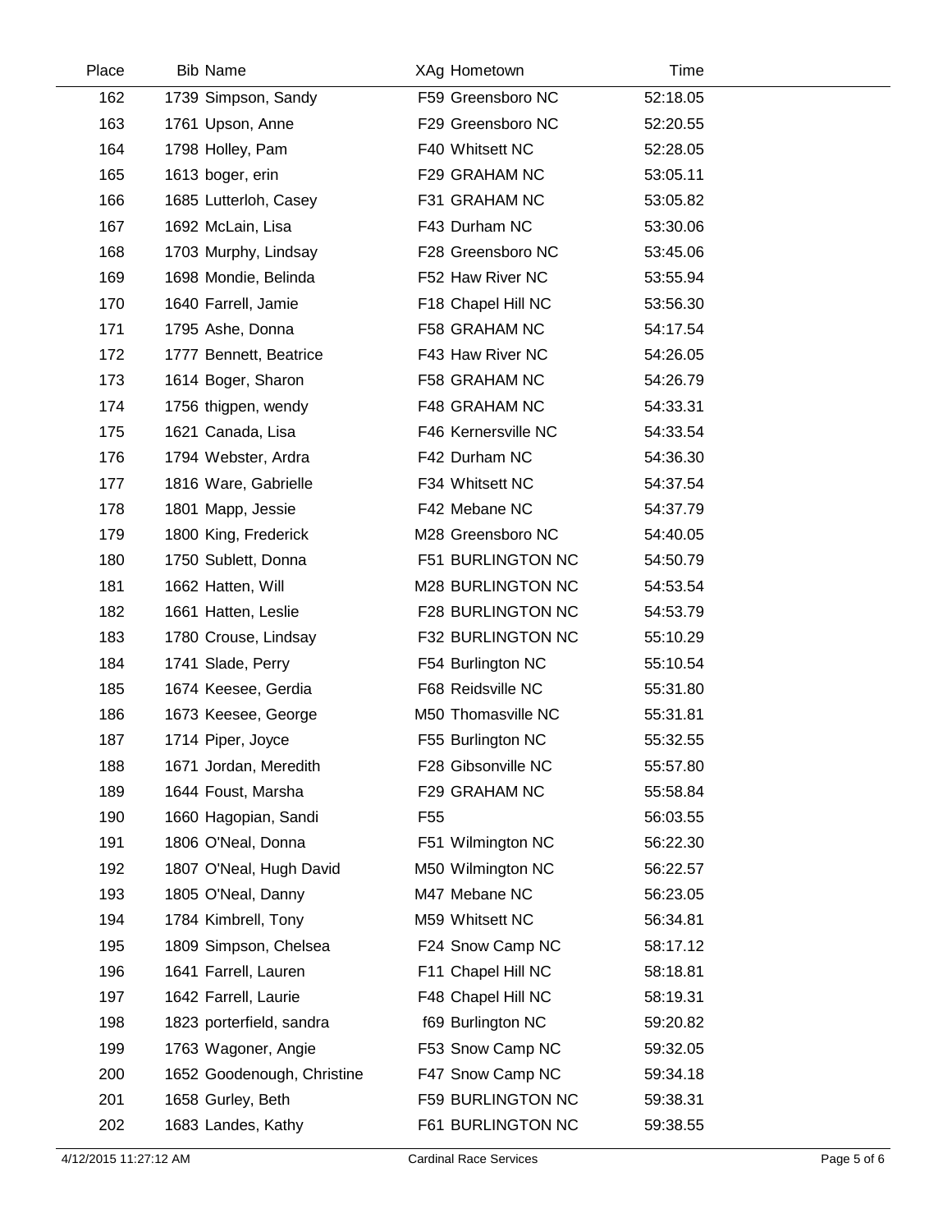| Place | Bib | Name | XAg | Hometown | Time |
|---|---|---|---|---|---|
| 162 | 1739 | Simpson, Sandy | F59 | Greensboro NC | 52:18.05 |
| 163 | 1761 | Upson, Anne | F29 | Greensboro NC | 52:20.55 |
| 164 | 1798 | Holley, Pam | F40 | Whitsett NC | 52:28.05 |
| 165 | 1613 | boger, erin | F29 | GRAHAM NC | 53:05.11 |
| 166 | 1685 | Lutterloh, Casey | F31 | GRAHAM NC | 53:05.82 |
| 167 | 1692 | McLain, Lisa | F43 | Durham NC | 53:30.06 |
| 168 | 1703 | Murphy, Lindsay | F28 | Greensboro NC | 53:45.06 |
| 169 | 1698 | Mondie, Belinda | F52 | Haw River NC | 53:55.94 |
| 170 | 1640 | Farrell, Jamie | F18 | Chapel Hill NC | 53:56.30 |
| 171 | 1795 | Ashe, Donna | F58 | GRAHAM NC | 54:17.54 |
| 172 | 1777 | Bennett, Beatrice | F43 | Haw River NC | 54:26.05 |
| 173 | 1614 | Boger, Sharon | F58 | GRAHAM NC | 54:26.79 |
| 174 | 1756 | thigpen, wendy | F48 | GRAHAM NC | 54:33.31 |
| 175 | 1621 | Canada, Lisa | F46 | Kernersville NC | 54:33.54 |
| 176 | 1794 | Webster, Ardra | F42 | Durham NC | 54:36.30 |
| 177 | 1816 | Ware, Gabrielle | F34 | Whitsett NC | 54:37.54 |
| 178 | 1801 | Mapp, Jessie | F42 | Mebane NC | 54:37.79 |
| 179 | 1800 | King, Frederick | M28 | Greensboro NC | 54:40.05 |
| 180 | 1750 | Sublett, Donna | F51 | BURLINGTON NC | 54:50.79 |
| 181 | 1662 | Hatten, Will | M28 | BURLINGTON NC | 54:53.54 |
| 182 | 1661 | Hatten, Leslie | F28 | BURLINGTON NC | 54:53.79 |
| 183 | 1780 | Crouse, Lindsay | F32 | BURLINGTON NC | 55:10.29 |
| 184 | 1741 | Slade, Perry | F54 | Burlington NC | 55:10.54 |
| 185 | 1674 | Keesee, Gerdia | F68 | Reidsville NC | 55:31.80 |
| 186 | 1673 | Keesee, George | M50 | Thomasville NC | 55:31.81 |
| 187 | 1714 | Piper, Joyce | F55 | Burlington NC | 55:32.55 |
| 188 | 1671 | Jordan, Meredith | F28 | Gibsonville NC | 55:57.80 |
| 189 | 1644 | Foust, Marsha | F29 | GRAHAM NC | 55:58.84 |
| 190 | 1660 | Hagopian, Sandi | F55 | | 56:03.55 |
| 191 | 1806 | O'Neal, Donna | F51 | Wilmington NC | 56:22.30 |
| 192 | 1807 | O'Neal, Hugh David | M50 | Wilmington NC | 56:22.57 |
| 193 | 1805 | O'Neal, Danny | M47 | Mebane NC | 56:23.05 |
| 194 | 1784 | Kimbrell, Tony | M59 | Whitsett NC | 56:34.81 |
| 195 | 1809 | Simpson, Chelsea | F24 | Snow Camp NC | 58:17.12 |
| 196 | 1641 | Farrell, Lauren | F11 | Chapel Hill NC | 58:18.81 |
| 197 | 1642 | Farrell, Laurie | F48 | Chapel Hill NC | 58:19.31 |
| 198 | 1823 | porterfield, sandra | f69 | Burlington NC | 59:20.82 |
| 199 | 1763 | Wagoner, Angie | F53 | Snow Camp NC | 59:32.05 |
| 200 | 1652 | Goodenough, Christine | F47 | Snow Camp NC | 59:34.18 |
| 201 | 1658 | Gurley, Beth | F59 | BURLINGTON NC | 59:38.31 |
| 202 | 1683 | Landes, Kathy | F61 | BURLINGTON NC | 59:38.55 |

4/12/2015 11:27:12 AM Cardinal Race Services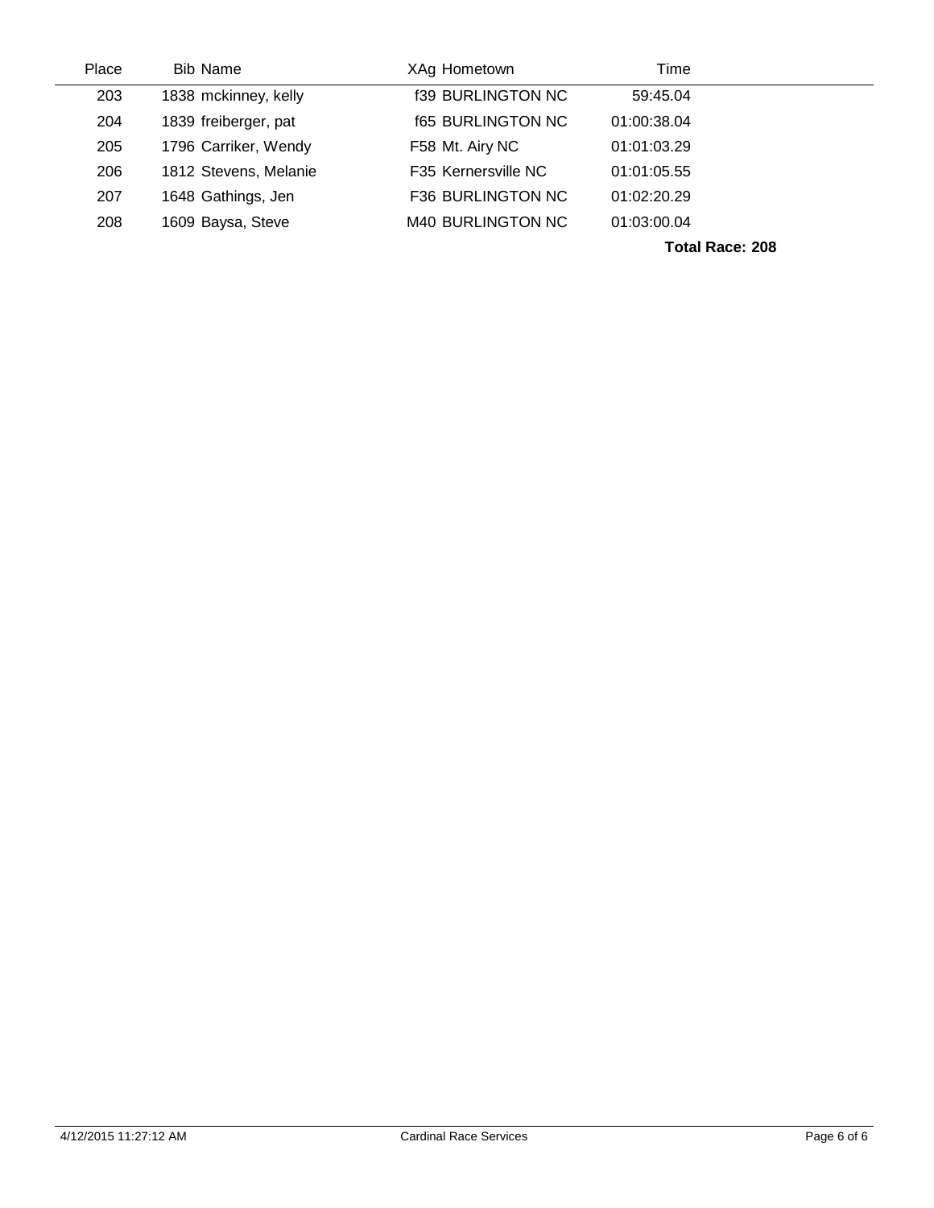| Place | Bib | Name | XAg | Hometown | Time |
|---|---|---|---|---|---|
| 203 | 1838 | mckinney, kelly | f39 | BURLINGTON NC | 59:45.04 |
| 204 | 1839 | freiberger, pat | f65 | BURLINGTON NC | 01:00:38.04 |
| 205 | 1796 | Carriker, Wendy | F58 | Mt. Airy NC | 01:01:03.29 |
| 206 | 1812 | Stevens, Melanie | F35 | Kernersville NC | 01:01:05.55 |
| 207 | 1648 | Gathings, Jen | F36 | BURLINGTON NC | 01:02:20.29 |
| 208 | 1609 | Baysa, Steve | M40 | BURLINGTON NC | 01:03:00.04 |

**Total Race: 208**

4/12/2015 11:27:12 AM Cardinal Race Services